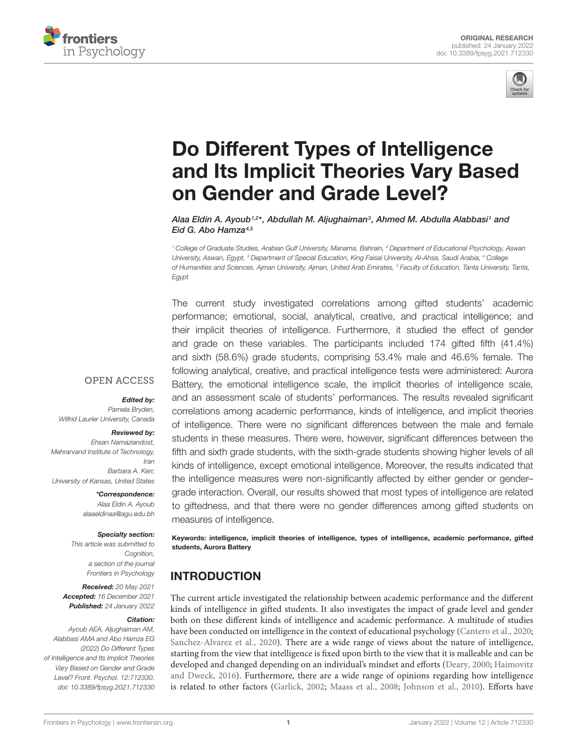ORIGINAL RESEARCH
published: 24 January 2022
doi: 10.3389/fpsyg.2021.712330

# Do Different Types of Intelligence and Its Implicit Theories Vary Based on Gender and Grade Level?

*Alaa Eldin A. Ayoub[1,2]*, Abdullah M. Aljughaiman[3], Ahmed M. Abdulla Alabbasi[1] and Eid G. Abo Hamza[4,5]*

[1] College of Graduate Studies, Arabian Gulf University, Manama, Bahrain, [2] Department of Educational Psychology, Aswan University, Aswan, Egypt, [3] Department of Special Education, King Faisal University, Al-Ahsa, Saudi Arabia, [4] College of Humanities and Sciences, Ajman University, Ajman, United Arab Emirates, [5] Faculty of Education, Tanta University, Tanta, Egypt

OPEN ACCESS

***Edited by:***
*Pamela Bryden,*
*Wilfrid Laurier University, Canada*

***Reviewed by:***
*Ehsan Namaziandost,*
*Mehrarvand Institute of Technology, Iran*
*Barbara A. Kerr,*
*University of Kansas, United States*

***\*Correspondence:***
*Alaa Eldin A. Ayoub*
*alaaeldinaa@agu.edu.bh*

***Specialty section:***
*This article was submitted to Cognition, a section of the journal Frontiers in Psychology*

***Received:*** *20 May 2021*
***Accepted:*** *16 December 2021*
***Published:*** *24 January 2022*

***Citation:***
*Ayoub AEA, Aljughaiman AM, Alabbasi AMA and Abo Hamza EG (2022) Do Different Types of Intelligence and Its Implicit Theories Vary Based on Gender and Grade Level? Front. Psychol. 12:712330. doi: 10.3389/fpsyg.2021.712330*

The current study investigated correlations among gifted students' academic performance; emotional, social, analytical, creative, and practical intelligence; and their implicit theories of intelligence. Furthermore, it studied the effect of gender and grade on these variables. The participants included 174 gifted fifth (41.4%) and sixth (58.6%) grade students, comprising 53.4% male and 46.6% female. The following analytical, creative, and practical intelligence tests were administered: Aurora Battery, the emotional intelligence scale, the implicit theories of intelligence scale, and an assessment scale of students' performances. The results revealed significant correlations among academic performance, kinds of intelligence, and implicit theories of intelligence. There were no significant differences between the male and female students in these measures. There were, however, significant differences between the fifth and sixth grade students, with the sixth-grade students showing higher levels of all kinds of intelligence, except emotional intelligence. Moreover, the results indicated that the intelligence measures were non-significantly affected by either gender or gender–grade interaction. Overall, our results showed that most types of intelligence are related to giftedness, and that there were no gender differences among gifted students on measures of intelligence.

**Keywords: intelligence, implicit theories of intelligence, types of intelligence, academic performance, gifted students, Aurora Battery**

## INTRODUCTION

The current article investigated the relationship between academic performance and the different kinds of intelligence in gifted students. It also investigates the impact of grade level and gender both on these different kinds of intelligence and academic performance. A multitude of studies have been conducted on intelligence in the context of educational psychology (Cantero et al., 2020; Sanchez-Alvarez et al., 2020). There are a wide range of views about the nature of intelligence, starting from the view that intelligence is fixed upon birth to the view that it is malleable and can be developed and changed depending on an individual's mindset and efforts (Deary, 2000; Haimovitz and Dweck, 2016). Furthermore, there are a wide range of opinions regarding how intelligence is related to other factors (Garlick, 2002; Maass et al., 2008; Johnson et al., 2010). Efforts have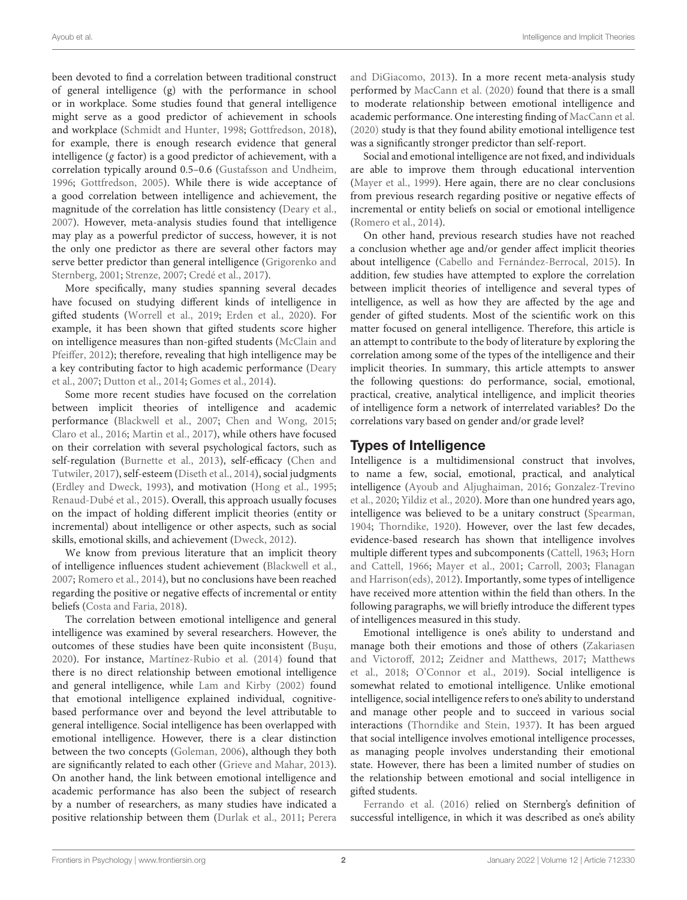been devoted to find a correlation between traditional construct of general intelligence (g) with the performance in school or in workplace. Some studies found that general intelligence might serve as a good predictor of achievement in schools and workplace (Schmidt and Hunter, 1998; Gottfredson, 2018), for example, there is enough research evidence that general intelligence (*g* factor) is a good predictor of achievement, with a correlation typically around 0.5–0.6 (Gustafsson and Undheim, 1996; Gottfredson, 2005). While there is wide acceptance of a good correlation between intelligence and achievement, the magnitude of the correlation has little consistency (Deary et al., 2007). However, meta-analysis studies found that intelligence may play as a powerful predictor of success, however, it is not the only one predictor as there are several other factors may serve better predictor than general intelligence (Grigorenko and Sternberg, 2001; Strenze, 2007; Credé et al., 2017).

More specifically, many studies spanning several decades have focused on studying different kinds of intelligence in gifted students (Worrell et al., 2019; Erden et al., 2020). For example, it has been shown that gifted students score higher on intelligence measures than non-gifted students (McClain and Pfeiffer, 2012); therefore, revealing that high intelligence may be a key contributing factor to high academic performance (Deary et al., 2007; Dutton et al., 2014; Gomes et al., 2014).

Some more recent studies have focused on the correlation between implicit theories of intelligence and academic performance (Blackwell et al., 2007; Chen and Wong, 2015; Claro et al., 2016; Martin et al., 2017), while others have focused on their correlation with several psychological factors, such as self-regulation (Burnette et al., 2013), self-efficacy (Chen and Tutwiler, 2017), self-esteem (Diseth et al., 2014), social judgments (Erdley and Dweck, 1993), and motivation (Hong et al., 1995; Renaud-Dubé et al., 2015). Overall, this approach usually focuses on the impact of holding different implicit theories (entity or incremental) about intelligence or other aspects, such as social skills, emotional skills, and achievement (Dweck, 2012).

We know from previous literature that an implicit theory of intelligence influences student achievement (Blackwell et al., 2007; Romero et al., 2014), but no conclusions have been reached regarding the positive or negative effects of incremental or entity beliefs (Costa and Faria, 2018).

The correlation between emotional intelligence and general intelligence was examined by several researchers. However, the outcomes of these studies have been quite inconsistent (Buşu, 2020). For instance, Martínez-Rubio et al. (2014) found that there is no direct relationship between emotional intelligence and general intelligence, while Lam and Kirby (2002) found that emotional intelligence explained individual, cognitive-based performance over and beyond the level attributable to general intelligence. Social intelligence has been overlapped with emotional intelligence. However, there is a clear distinction between the two concepts (Goleman, 2006), although they both are significantly related to each other (Grieve and Mahar, 2013). On another hand, the link between emotional intelligence and academic performance has also been the subject of research by a number of researchers, as many studies have indicated a positive relationship between them (Durlak et al., 2011; Perera and DiGiacomo, 2013). In a more recent meta-analysis study performed by MacCann et al. (2020) found that there is a small to moderate relationship between emotional intelligence and academic performance. One interesting finding of MacCann et al. (2020) study is that they found ability emotional intelligence test was a significantly stronger predictor than self-report.

Social and emotional intelligence are not fixed, and individuals are able to improve them through educational intervention (Mayer et al., 1999). Here again, there are no clear conclusions from previous research regarding positive or negative effects of incremental or entity beliefs on social or emotional intelligence (Romero et al., 2014).

On other hand, previous research studies have not reached a conclusion whether age and/or gender affect implicit theories about intelligence (Cabello and Fernández-Berrocal, 2015). In addition, few studies have attempted to explore the correlation between implicit theories of intelligence and several types of intelligence, as well as how they are affected by the age and gender of gifted students. Most of the scientific work on this matter focused on general intelligence. Therefore, this article is an attempt to contribute to the body of literature by exploring the correlation among some of the types of the intelligence and their implicit theories. In summary, this article attempts to answer the following questions: do performance, social, emotional, practical, creative, analytical intelligence, and implicit theories of intelligence form a network of interrelated variables? Do the correlations vary based on gender and/or grade level?

## Types of Intelligence

Intelligence is a multidimensional construct that involves, to name a few, social, emotional, practical, and analytical intelligence (Ayoub and Aljughaiman, 2016; Gonzalez-Trevino et al., 2020; Yildiz et al., 2020). More than one hundred years ago, intelligence was believed to be a unitary construct (Spearman, 1904; Thorndike, 1920). However, over the last few decades, evidence-based research has shown that intelligence involves multiple different types and subcomponents (Cattell, 1963; Horn and Cattell, 1966; Mayer et al., 2001; Carroll, 2003; Flanagan and Harrison(eds), 2012). Importantly, some types of intelligence have received more attention within the field than others. In the following paragraphs, we will briefly introduce the different types of intelligences measured in this study.

Emotional intelligence is one's ability to understand and manage both their emotions and those of others (Zakariasen and Victoroff, 2012; Zeidner and Matthews, 2017; Matthews et al., 2018; O'Connor et al., 2019). Social intelligence is somewhat related to emotional intelligence. Unlike emotional intelligence, social intelligence refers to one's ability to understand and manage other people and to succeed in various social interactions (Thorndike and Stein, 1937). It has been argued that social intelligence involves emotional intelligence processes, as managing people involves understanding their emotional state. However, there has been a limited number of studies on the relationship between emotional and social intelligence in gifted students.

Ferrando et al. (2016) relied on Sternberg's definition of successful intelligence, in which it was described as one's ability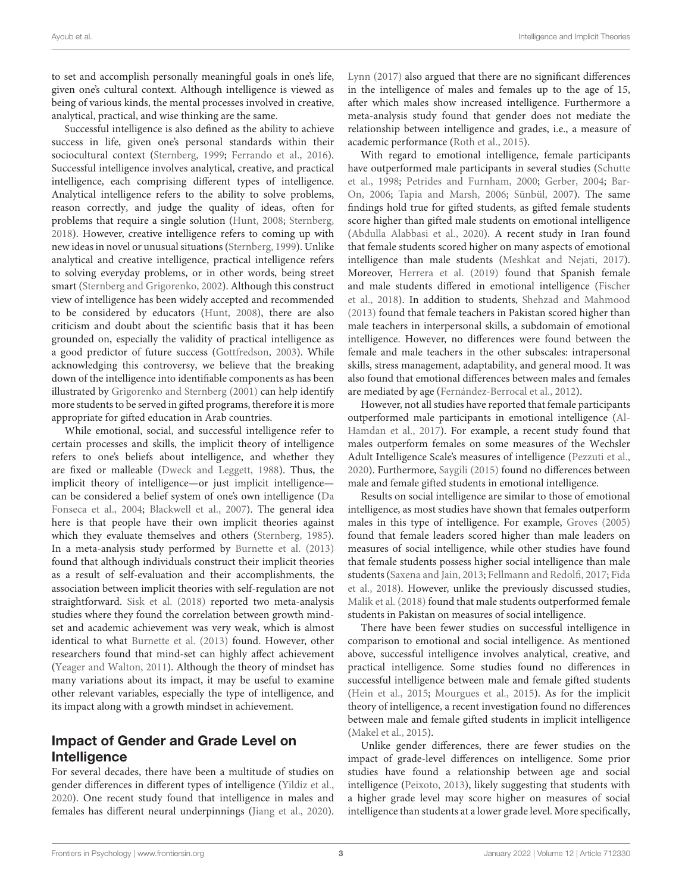to set and accomplish personally meaningful goals in one's life, given one's cultural context. Although intelligence is viewed as being of various kinds, the mental processes involved in creative, analytical, practical, and wise thinking are the same.

Successful intelligence is also defined as the ability to achieve success in life, given one's personal standards within their sociocultural context (Sternberg, 1999; Ferrando et al., 2016). Successful intelligence involves analytical, creative, and practical intelligence, each comprising different types of intelligence. Analytical intelligence refers to the ability to solve problems, reason correctly, and judge the quality of ideas, often for problems that require a single solution (Hunt, 2008; Sternberg, 2018). However, creative intelligence refers to coming up with new ideas in novel or unusual situations (Sternberg, 1999). Unlike analytical and creative intelligence, practical intelligence refers to solving everyday problems, or in other words, being street smart (Sternberg and Grigorenko, 2002). Although this construct view of intelligence has been widely accepted and recommended to be considered by educators (Hunt, 2008), there are also criticism and doubt about the scientific basis that it has been grounded on, especially the validity of practical intelligence as a good predictor of future success (Gottfredson, 2003). While acknowledging this controversy, we believe that the breaking down of the intelligence into identifiable components as has been illustrated by Grigorenko and Sternberg (2001) can help identify more students to be served in gifted programs, therefore it is more appropriate for gifted education in Arab countries.

While emotional, social, and successful intelligence refer to certain processes and skills, the implicit theory of intelligence refers to one's beliefs about intelligence, and whether they are fixed or malleable (Dweck and Leggett, 1988). Thus, the implicit theory of intelligence—or just implicit intelligence—can be considered a belief system of one's own intelligence (Da Fonseca et al., 2004; Blackwell et al., 2007). The general idea here is that people have their own implicit theories against which they evaluate themselves and others (Sternberg, 1985). In a meta-analysis study performed by Burnette et al. (2013) found that although individuals construct their implicit theories as a result of self-evaluation and their accomplishments, the association between implicit theories with self-regulation are not straightforward. Sisk et al. (2018) reported two meta-analysis studies where they found the correlation between growth mindset and academic achievement was very weak, which is almost identical to what Burnette et al. (2013) found. However, other researchers found that mind-set can highly affect achievement (Yeager and Walton, 2011). Although the theory of mindset has many variations about its impact, it may be useful to examine other relevant variables, especially the type of intelligence, and its impact along with a growth mindset in achievement.

## Impact of Gender and Grade Level on Intelligence

For several decades, there have been a multitude of studies on gender differences in different types of intelligence (Yildiz et al., 2020). One recent study found that intelligence in males and females has different neural underpinnings (Jiang et al., 2020). Lynn (2017) also argued that there are no significant differences in the intelligence of males and females up to the age of 15, after which males show increased intelligence. Furthermore a meta-analysis study found that gender does not mediate the relationship between intelligence and grades, i.e., a measure of academic performance (Roth et al., 2015).

With regard to emotional intelligence, female participants have outperformed male participants in several studies (Schutte et al., 1998; Petrides and Furnham, 2000; Gerber, 2004; Bar-On, 2006; Tapia and Marsh, 2006; Sünbül, 2007). The same findings hold true for gifted students, as gifted female students score higher than gifted male students on emotional intelligence (Abdulla Alabbasi et al., 2020). A recent study in Iran found that female students scored higher on many aspects of emotional intelligence than male students (Meshkat and Nejati, 2017). Moreover, Herrera et al. (2019) found that Spanish female and male students differed in emotional intelligence (Fischer et al., 2018). In addition to students, Shehzad and Mahmood (2013) found that female teachers in Pakistan scored higher than male teachers in interpersonal skills, a subdomain of emotional intelligence. However, no differences were found between the female and male teachers in the other subscales: intrapersonal skills, stress management, adaptability, and general mood. It was also found that emotional differences between males and females are mediated by age (Fernández-Berrocal et al., 2012).

However, not all studies have reported that female participants outperformed male participants in emotional intelligence (Al-Hamdan et al., 2017). For example, a recent study found that males outperform females on some measures of the Wechsler Adult Intelligence Scale's measures of intelligence (Pezzuti et al., 2020). Furthermore, Saygili (2015) found no differences between male and female gifted students in emotional intelligence.

Results on social intelligence are similar to those of emotional intelligence, as most studies have shown that females outperform males in this type of intelligence. For example, Groves (2005) found that female leaders scored higher than male leaders on measures of social intelligence, while other studies have found that female students possess higher social intelligence than male students (Saxena and Jain, 2013; Fellmann and Redolfi, 2017; Fida et al., 2018). However, unlike the previously discussed studies, Malik et al. (2018) found that male students outperformed female students in Pakistan on measures of social intelligence.

There have been fewer studies on successful intelligence in comparison to emotional and social intelligence. As mentioned above, successful intelligence involves analytical, creative, and practical intelligence. Some studies found no differences in successful intelligence between male and female gifted students (Hein et al., 2015; Mourgues et al., 2015). As for the implicit theory of intelligence, a recent investigation found no differences between male and female gifted students in implicit intelligence (Makel et al., 2015).

Unlike gender differences, there are fewer studies on the impact of grade-level differences on intelligence. Some prior studies have found a relationship between age and social intelligence (Peixoto, 2013), likely suggesting that students with a higher grade level may score higher on measures of social intelligence than students at a lower grade level. More specifically,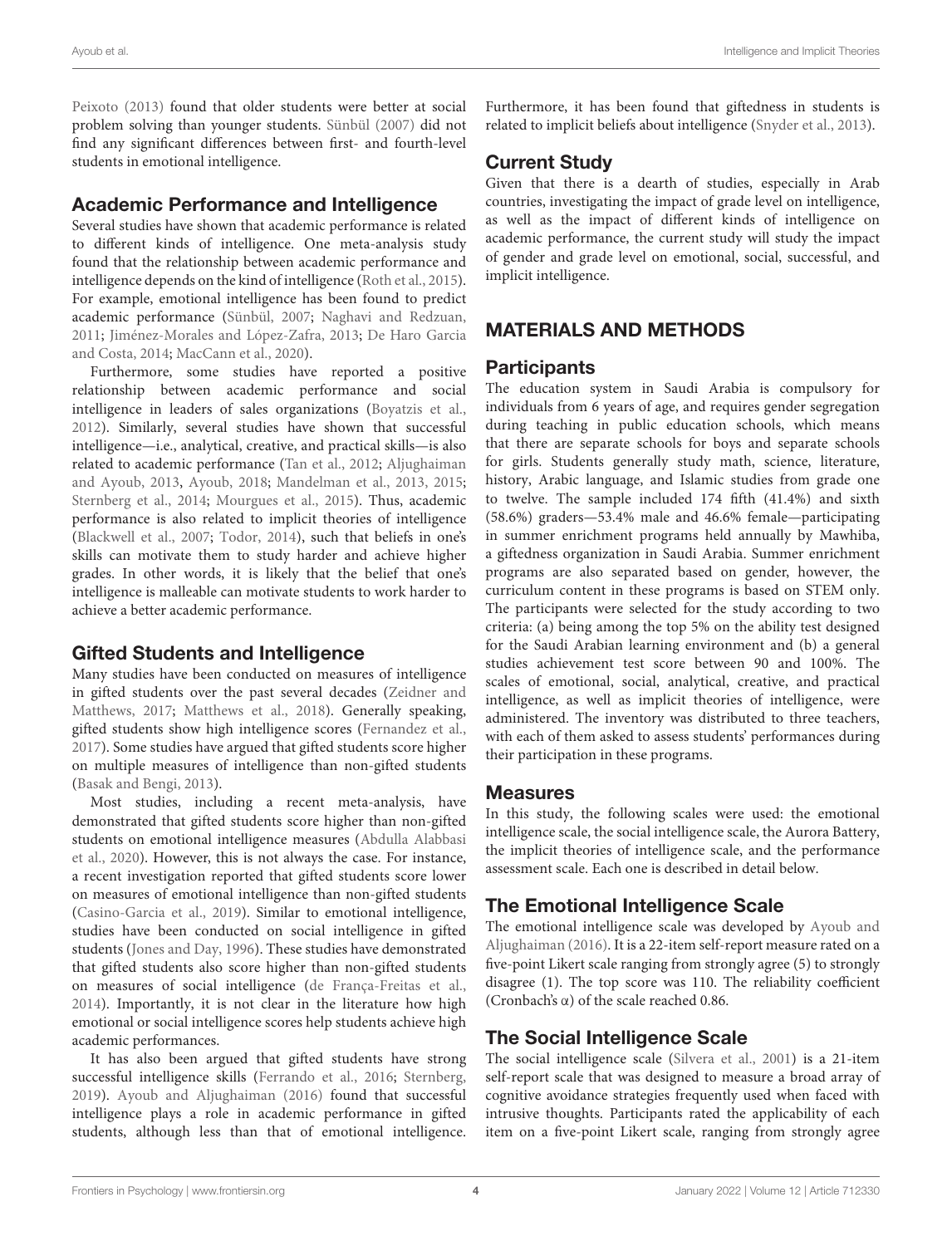Peixoto (2013) found that older students were better at social problem solving than younger students. Sünbül (2007) did not find any significant differences between first- and fourth-level students in emotional intelligence.

## Academic Performance and Intelligence

Several studies have shown that academic performance is related to different kinds of intelligence. One meta-analysis study found that the relationship between academic performance and intelligence depends on the kind of intelligence (Roth et al., 2015). For example, emotional intelligence has been found to predict academic performance (Sünbül, 2007; Naghavi and Redzuan, 2011; Jiménez-Morales and López-Zafra, 2013; De Haro Garcia and Costa, 2014; MacCann et al., 2020).

Furthermore, some studies have reported a positive relationship between academic performance and social intelligence in leaders of sales organizations (Boyatzis et al., 2012). Similarly, several studies have shown that successful intelligence—i.e., analytical, creative, and practical skills—is also related to academic performance (Tan et al., 2012; Aljughaiman and Ayoub, 2013, Ayoub, 2018; Mandelman et al., 2013, 2015; Sternberg et al., 2014; Mourgues et al., 2015). Thus, academic performance is also related to implicit theories of intelligence (Blackwell et al., 2007; Todor, 2014), such that beliefs in one's skills can motivate them to study harder and achieve higher grades. In other words, it is likely that the belief that one's intelligence is malleable can motivate students to work harder to achieve a better academic performance.

## Gifted Students and Intelligence

Many studies have been conducted on measures of intelligence in gifted students over the past several decades (Zeidner and Matthews, 2017; Matthews et al., 2018). Generally speaking, gifted students show high intelligence scores (Fernandez et al., 2017). Some studies have argued that gifted students score higher on multiple measures of intelligence than non-gifted students (Basak and Bengi, 2013).

Most studies, including a recent meta-analysis, have demonstrated that gifted students score higher than non-gifted students on emotional intelligence measures (Abdulla Alabbasi et al., 2020). However, this is not always the case. For instance, a recent investigation reported that gifted students score lower on measures of emotional intelligence than non-gifted students (Casino-Garcia et al., 2019). Similar to emotional intelligence, studies have been conducted on social intelligence in gifted students (Jones and Day, 1996). These studies have demonstrated that gifted students also score higher than non-gifted students on measures of social intelligence (de França-Freitas et al., 2014). Importantly, it is not clear in the literature how high emotional or social intelligence scores help students achieve high academic performances.

It has also been argued that gifted students have strong successful intelligence skills (Ferrando et al., 2016; Sternberg, 2019). Ayoub and Aljughaiman (2016) found that successful intelligence plays a role in academic performance in gifted students, although less than that of emotional intelligence. Furthermore, it has been found that giftedness in students is related to implicit beliefs about intelligence (Snyder et al., 2013).

## Current Study

Given that there is a dearth of studies, especially in Arab countries, investigating the impact of grade level on intelligence, as well as the impact of different kinds of intelligence on academic performance, the current study will study the impact of gender and grade level on emotional, social, successful, and implicit intelligence.

# MATERIALS AND METHODS

## Participants

The education system in Saudi Arabia is compulsory for individuals from 6 years of age, and requires gender segregation during teaching in public education schools, which means that there are separate schools for boys and separate schools for girls. Students generally study math, science, literature, history, Arabic language, and Islamic studies from grade one to twelve. The sample included 174 fifth (41.4%) and sixth (58.6%) graders—53.4% male and 46.6% female—participating in summer enrichment programs held annually by Mawhiba, a giftedness organization in Saudi Arabia. Summer enrichment programs are also separated based on gender, however, the curriculum content in these programs is based on STEM only. The participants were selected for the study according to two criteria: (a) being among the top 5% on the ability test designed for the Saudi Arabian learning environment and (b) a general studies achievement test score between 90 and 100%. The scales of emotional, social, analytical, creative, and practical intelligence, as well as implicit theories of intelligence, were administered. The inventory was distributed to three teachers, with each of them asked to assess students' performances during their participation in these programs.

## Measures

In this study, the following scales were used: the emotional intelligence scale, the social intelligence scale, the Aurora Battery, the implicit theories of intelligence scale, and the performance assessment scale. Each one is described in detail below.

## The Emotional Intelligence Scale

The emotional intelligence scale was developed by Ayoub and Aljughaiman (2016). It is a 22-item self-report measure rated on a five-point Likert scale ranging from strongly agree (5) to strongly disagree (1). The top score was 110. The reliability coefficient (Cronbach's $\alpha$) of the scale reached 0.86.

## The Social Intelligence Scale

The social intelligence scale (Silvera et al., 2001) is a 21-item self-report scale that was designed to measure a broad array of cognitive avoidance strategies frequently used when faced with intrusive thoughts. Participants rated the applicability of each item on a five-point Likert scale, ranging from strongly agree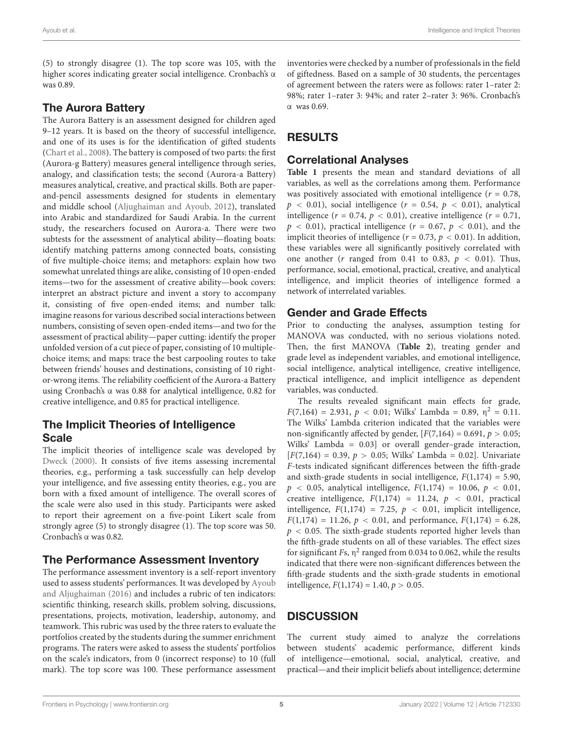(5) to strongly disagree (1). The top score was 105, with the higher scores indicating greater social intelligence. Cronbach's α was 0.89.

## The Aurora Battery

The Aurora Battery is an assessment designed for children aged 9–12 years. It is based on the theory of successful intelligence, and one of its uses is for the identification of gifted students (Chart et al., 2008). The battery is composed of two parts: the first (Aurora-g Battery) measures general intelligence through series, analogy, and classification tests; the second (Aurora-a Battery) measures analytical, creative, and practical skills. Both are paper-and-pencil assessments designed for students in elementary and middle school (Aljughaiman and Ayoub, 2012), translated into Arabic and standardized for Saudi Arabia. In the current study, the researchers focused on Aurora-a. There were two subtests for the assessment of analytical ability—floating boats: identify matching patterns among connected boats, consisting of five multiple-choice items; and metaphors: explain how two somewhat unrelated things are alike, consisting of 10 open-ended items—two for the assessment of creative ability—book covers: interpret an abstract picture and invent a story to accompany it, consisting of five open-ended items; and number talk: imagine reasons for various described social interactions between numbers, consisting of seven open-ended items—and two for the assessment of practical ability—paper cutting: identify the proper unfolded version of a cut piece of paper, consisting of 10 multiple-choice items; and maps: trace the best carpooling routes to take between friends' houses and destinations, consisting of 10 right-or-wrong items. The reliability coefficient of the Aurora-a Battery using Cronbach's α was 0.88 for analytical intelligence, 0.82 for creative intelligence, and 0.85 for practical intelligence.

## The Implicit Theories of Intelligence Scale

The implicit theories of intelligence scale was developed by Dweck (2000). It consists of five items assessing incremental theories, e.g., performing a task successfully can help develop your intelligence, and five assessing entity theories, e.g., you are born with a fixed amount of intelligence. The overall scores of the scale were also used in this study. Participants were asked to report their agreement on a five-point Likert scale from strongly agree (5) to strongly disagree (1). The top score was 50. Cronbach's α was 0.82.

## The Performance Assessment Inventory

The performance assessment inventory is a self-report inventory used to assess students' performances. It was developed by Ayoub and Aljughaiman (2016) and includes a rubric of ten indicators: scientific thinking, research skills, problem solving, discussions, presentations, projects, motivation, leadership, autonomy, and teamwork. This rubric was used by the three raters to evaluate the portfolios created by the students during the summer enrichment programs. The raters were asked to assess the students' portfolios on the scale's indicators, from 0 (incorrect response) to 10 (full mark). The top score was 100. These performance assessment inventories were checked by a number of professionals in the field of giftedness. Based on a sample of 30 students, the percentages of agreement between the raters were as follows: rater 1–rater 2: 98%; rater 1–rater 3: 94%; and rater 2–rater 3: 96%. Cronbach's α was 0.69.

# RESULTS

## Correlational Analyses

**Table 1** presents the mean and standard deviations of all variables, as well as the correlations among them. Performance was positively associated with emotional intelligence ($r = 0.78$, $p < 0.01$), social intelligence ($r = 0.54$, $p < 0.01$), analytical intelligence ($r = 0.74$, $p < 0.01$), creative intelligence ($r = 0.71$, $p < 0.01$), practical intelligence ($r = 0.67$, $p < 0.01$), and the implicit theories of intelligence ($r = 0.73$, $p < 0.01$). In addition, these variables were all significantly positively correlated with one another ($r$ ranged from 0.41 to 0.83, $p < 0.01$). Thus, performance, social, emotional, practical, creative, and analytical intelligence, and implicit theories of intelligence formed a network of interrelated variables.

## Gender and Grade Effects

Prior to conducting the analyses, assumption testing for MANOVA was conducted, with no serious violations noted. Then, the first MANOVA (**Table 2**), treating gender and grade level as independent variables, and emotional intelligence, social intelligence, analytical intelligence, creative intelligence, practical intelligence, and implicit intelligence as dependent variables, was conducted.

The results revealed significant main effects for grade, $F(7,164) = 2.931$, $p < 0.01$; Wilks' Lambda = 0.89, $\eta^2 = 0.11$. The Wilks' Lambda criterion indicated that the variables were non-significantly affected by gender, [$F(7,164) = 0.691$, $p > 0.05$; Wilks' Lambda = 0.03] or overall gender–grade interaction, [$F(7,164) = 0.39$, $p > 0.05$; Wilks' Lambda = 0.02]. Univariate $F$-tests indicated significant differences between the fifth-grade and sixth-grade students in social intelligence, $F(1,174) = 5.90$, $p < 0.05$, analytical intelligence, $F(1,174) = 10.06$, $p < 0.01$, creative intelligence, $F(1,174) = 11.24$, $p < 0.01$, practical intelligence, $F(1,174) = 7.25$, $p < 0.01$, implicit intelligence, $F(1,174) = 11.26$, $p < 0.01$, and performance, $F(1,174) = 6.28$, $p < 0.05$. The sixth-grade students reported higher levels than the fifth-grade students on all of these variables. The effect sizes for significant $F$s, $\eta^2$ ranged from 0.034 to 0.062, while the results indicated that there were non-significant differences between the fifth-grade students and the sixth-grade students in emotional intelligence, $F(1,174) = 1.40$, $p > 0.05$.

# DISCUSSION

The current study aimed to analyze the correlations between students' academic performance, different kinds of intelligence—emotional, social, analytical, creative, and practical—and their implicit beliefs about intelligence; determine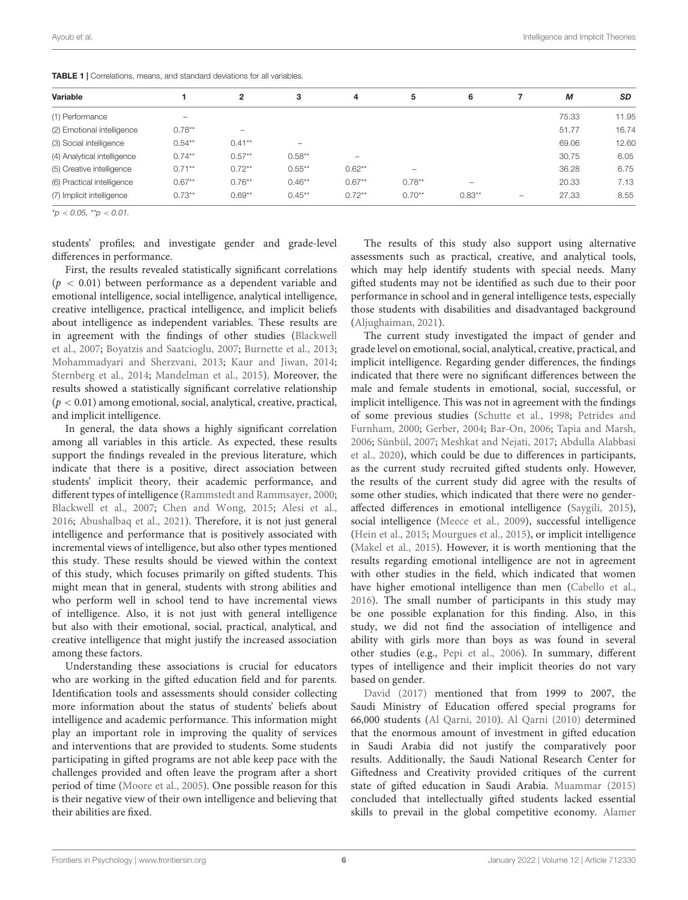**TABLE 1 |** Correlations, means, and standard deviations for all variables.

| Variable | 1 | 2 | 3 | 4 | 5 | 6 | 7 | *M* | *SD* |
|---|---|---|---|---|---|---|---|---|---|
| (1) Performance | – | | | | | | | 75.33 | 11.95 |
| (2) Emotional intelligence | 0.78** | – | | | | | | 51.77 | 16.74 |
| (3) Social intelligence | 0.54** | 0.41** | – | | | | | 69.06 | 12.60 |
| (4) Analytical intelligence | 0.74** | 0.57** | 0.58** | – | | | | 30.75 | 6.05 |
| (5) Creative intelligence | 0.71** | 0.72** | 0.55** | 0.62** | – | | | 36.28 | 6.75 |
| (6) Practical intelligence | 0.67** | 0.76** | 0.46** | 0.67** | 0.78** | – | | 20.33 | 7.13 |
| (7) Implicit intelligence | 0.73** | 0.69** | 0.45** | 0.72** | 0.70** | 0.83** | – | 27.33 | 8.55 |

*$*p < 0.05$, $**p < 0.01$.*

students' profiles; and investigate gender and grade-level differences in performance.

First, the results revealed statistically significant correlations ($p < 0.01$) between performance as a dependent variable and emotional intelligence, social intelligence, analytical intelligence, creative intelligence, practical intelligence, and implicit beliefs about intelligence as independent variables. These results are in agreement with the findings of other studies (Blackwell et al., 2007; Boyatzis and Saatcioglu, 2007; Burnette et al., 2013; Mohammadyari and Sherzvani, 2013; Kaur and Jiwan, 2014; Sternberg et al., 2014; Mandelman et al., 2015). Moreover, the results showed a statistically significant correlative relationship ($p < 0.01$) among emotional, social, analytical, creative, practical, and implicit intelligence.

In general, the data shows a highly significant correlation among all variables in this article. As expected, these results support the findings revealed in the previous literature, which indicate that there is a positive, direct association between students' implicit theory, their academic performance, and different types of intelligence (Rammstedt and Rammsayer, 2000; Blackwell et al., 2007; Chen and Wong, 2015; Alesi et al., 2016; Abushalbaq et al., 2021). Therefore, it is not just general intelligence and performance that is positively associated with incremental views of intelligence, but also other types mentioned this study. These results should be viewed within the context of this study, which focuses primarily on gifted students. This might mean that in general, students with strong abilities and who perform well in school tend to have incremental views of intelligence. Also, it is not just with general intelligence but also with their emotional, social, practical, analytical, and creative intelligence that might justify the increased association among these factors.

Understanding these associations is crucial for educators who are working in the gifted education field and for parents. Identification tools and assessments should consider collecting more information about the status of students' beliefs about intelligence and academic performance. This information might play an important role in improving the quality of services and interventions that are provided to students. Some students participating in gifted programs are not able keep pace with the challenges provided and often leave the program after a short period of time (Moore et al., 2005). One possible reason for this is their negative view of their own intelligence and believing that their abilities are fixed.

The results of this study also support using alternative assessments such as practical, creative, and analytical tools, which may help identify students with special needs. Many gifted students may not be identified as such due to their poor performance in school and in general intelligence tests, especially those students with disabilities and disadvantaged background (Aljughaiman, 2021).

The current study investigated the impact of gender and grade level on emotional, social, analytical, creative, practical, and implicit intelligence. Regarding gender differences, the findings indicated that there were no significant differences between the male and female students in emotional, social, successful, or implicit intelligence. This was not in agreement with the findings of some previous studies (Schutte et al., 1998; Petrides and Furnham, 2000; Gerber, 2004; Bar-On, 2006; Tapia and Marsh, 2006; Sünbül, 2007; Meshkat and Nejati, 2017; Abdulla Alabbasi et al., 2020), which could be due to differences in participants, as the current study recruited gifted students only. However, the results of the current study did agree with the results of some other studies, which indicated that there were no gender-affected differences in emotional intelligence (Saygili, 2015), social intelligence (Meece et al., 2009), successful intelligence (Hein et al., 2015; Mourgues et al., 2015), or implicit intelligence (Makel et al., 2015). However, it is worth mentioning that the results regarding emotional intelligence are not in agreement with other studies in the field, which indicated that women have higher emotional intelligence than men (Cabello et al., 2016). The small number of participants in this study may be one possible explanation for this finding. Also, in this study, we did not find the association of intelligence and ability with girls more than boys as was found in several other studies (e.g., Pepi et al., 2006). In summary, different types of intelligence and their implicit theories do not vary based on gender.

David (2017) mentioned that from 1999 to 2007, the Saudi Ministry of Education offered special programs for 66,000 students (Al Qarni, 2010). Al Qarni (2010) determined that the enormous amount of investment in gifted education in Saudi Arabia did not justify the comparatively poor results. Additionally, the Saudi National Research Center for Giftedness and Creativity provided critiques of the current state of gifted education in Saudi Arabia. Muammar (2015) concluded that intellectually gifted students lacked essential skills to prevail in the global competitive economy. Alamer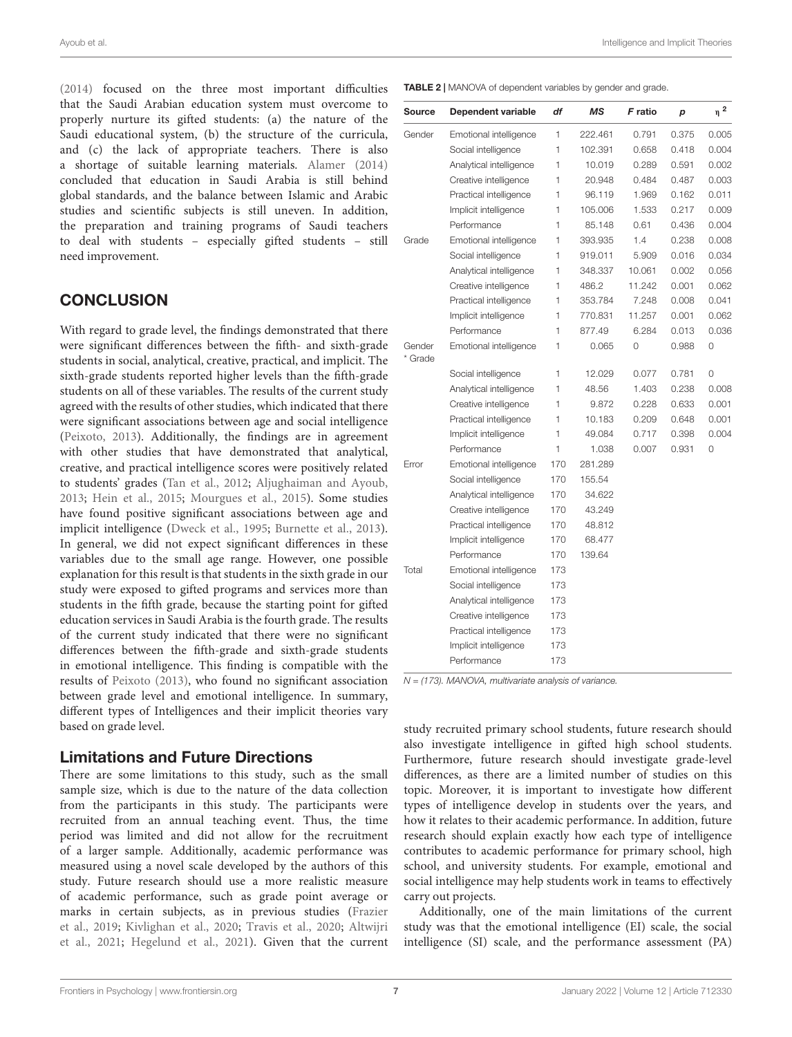(2014) focused on the three most important difficulties that the Saudi Arabian education system must overcome to properly nurture its gifted students: (a) the nature of the Saudi educational system, (b) the structure of the curricula, and (c) the lack of appropriate teachers. There is also a shortage of suitable learning materials. Alamer (2014) concluded that education in Saudi Arabia is still behind global standards, and the balance between Islamic and Arabic studies and scientific subjects is still uneven. In addition, the preparation and training programs of Saudi teachers to deal with students – especially gifted students – still need improvement.

## CONCLUSION

With regard to grade level, the findings demonstrated that there were significant differences between the fifth- and sixth-grade students in social, analytical, creative, practical, and implicit. The sixth-grade students reported higher levels than the fifth-grade students on all of these variables. The results of the current study agreed with the results of other studies, which indicated that there were significant associations between age and social intelligence (Peixoto, 2013). Additionally, the findings are in agreement with other studies that have demonstrated that analytical, creative, and practical intelligence scores were positively related to students' grades (Tan et al., 2012; Aljughaiman and Ayoub, 2013; Hein et al., 2015; Mourgues et al., 2015). Some studies have found positive significant associations between age and implicit intelligence (Dweck et al., 1995; Burnette et al., 2013). In general, we did not expect significant differences in these variables due to the small age range. However, one possible explanation for this result is that students in the sixth grade in our study were exposed to gifted programs and services more than students in the fifth grade, because the starting point for gifted education services in Saudi Arabia is the fourth grade. The results of the current study indicated that there were no significant differences between the fifth-grade and sixth-grade students in emotional intelligence. This finding is compatible with the results of Peixoto (2013), who found no significant association between grade level and emotional intelligence. In summary, different types of Intelligences and their implicit theories vary based on grade level.

### Limitations and Future Directions

There are some limitations to this study, such as the small sample size, which is due to the nature of the data collection from the participants in this study. The participants were recruited from an annual teaching event. Thus, the time period was limited and did not allow for the recruitment of a larger sample. Additionally, academic performance was measured using a novel scale developed by the authors of this study. Future research should use a more realistic measure of academic performance, such as grade point average or marks in certain subjects, as in previous studies (Frazier et al., 2019; Kivlighan et al., 2020; Travis et al., 2020; Altwijri et al., 2021; Hegelund et al., 2021). Given that the current study recruited primary school students, future research should also investigate intelligence in gifted high school students. Furthermore, future research should investigate grade-level differences, as there are a limited number of studies on this topic. Moreover, it is important to investigate how different types of intelligence develop in students over the years, and how it relates to their academic performance. In addition, future research should explain exactly how each type of intelligence contributes to academic performance for primary school, high school, and university students. For example, emotional and social intelligence may help students work in teams to effectively carry out projects.

Additionally, one of the main limitations of the current study was that the emotional intelligence (EI) scale, the social intelligence (SI) scale, and the performance assessment (PA)

**TABLE 2** | MANOVA of dependent variables by gender and grade.

| Source | Dependent variable | *df* | *MS* | *F* ratio | *p* | $\eta^2$ |
|---|---|---|---|---|---|---|
| Gender | Emotional intelligence | 1 | 222.461 | 0.791 | 0.375 | 0.005 |
| | Social intelligence | 1 | 102.391 | 0.658 | 0.418 | 0.004 |
| | Analytical intelligence | 1 | 10.019 | 0.289 | 0.591 | 0.002 |
| | Creative intelligence | 1 | 20.948 | 0.484 | 0.487 | 0.003 |
| | Practical intelligence | 1 | 96.119 | 1.969 | 0.162 | 0.011 |
| | Implicit intelligence | 1 | 105.006 | 1.533 | 0.217 | 0.009 |
| | Performance | 1 | 85.148 | 0.61 | 0.436 | 0.004 |
| Grade | Emotional intelligence | 1 | 393.935 | 1.4 | 0.238 | 0.008 |
| | Social intelligence | 1 | 919.011 | 5.909 | 0.016 | 0.034 |
| | Analytical intelligence | 1 | 348.337 | 10.061 | 0.002 | 0.056 |
| | Creative intelligence | 1 | 486.2 | 11.242 | 0.001 | 0.062 |
| | Practical intelligence | 1 | 353.784 | 7.248 | 0.008 | 0.041 |
| | Implicit intelligence | 1 | 770.831 | 11.257 | 0.001 | 0.062 |
| | Performance | 1 | 877.49 | 6.284 | 0.013 | 0.036 |
| Gender * Grade | Emotional intelligence | 1 | 0.065 | 0 | 0.988 | 0 |
| | Social intelligence | 1 | 12.029 | 0.077 | 0.781 | 0 |
| | Analytical intelligence | 1 | 48.56 | 1.403 | 0.238 | 0.008 |
| | Creative intelligence | 1 | 9.872 | 0.228 | 0.633 | 0.001 |
| | Practical intelligence | 1 | 10.183 | 0.209 | 0.648 | 0.001 |
| | Implicit intelligence | 1 | 49.084 | 0.717 | 0.398 | 0.004 |
| | Performance | 1 | 1.038 | 0.007 | 0.931 | 0 |
| Error | Emotional intelligence | 170 | 281.289 | | | |
| | Social intelligence | 170 | 155.54 | | | |
| | Analytical intelligence | 170 | 34.622 | | | |
| | Creative intelligence | 170 | 43.249 | | | |
| | Practical intelligence | 170 | 48.812 | | | |
| | Implicit intelligence | 170 | 68.477 | | | |
| | Performance | 170 | 139.64 | | | |
| Total | Emotional intelligence | 173 | | | | |
| | Social intelligence | 173 | | | | |
| | Analytical intelligence | 173 | | | | |
| | Creative intelligence | 173 | | | | |
| | Practical intelligence | 173 | | | | |
| | Implicit intelligence | 173 | | | | |
| | Performance | 173 | | | | |

*N = (173). MANOVA, multivariate analysis of variance.*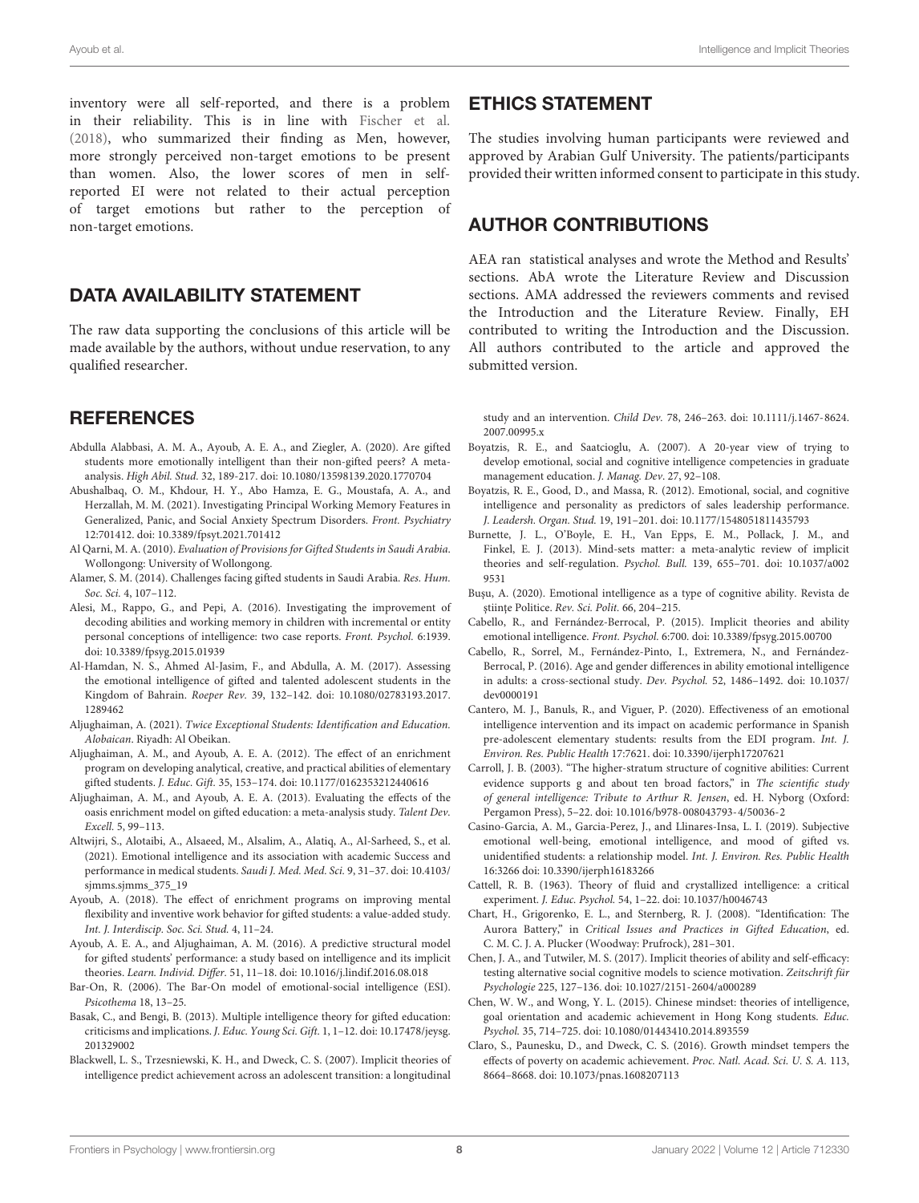inventory were all self-reported, and there is a problem in their reliability. This is in line with Fischer et al. (2018), who summarized their finding as Men, however, more strongly perceived non-target emotions to be present than women. Also, the lower scores of men in self-reported EI were not related to their actual perception of target emotions but rather to the perception of non-target emotions.

## DATA AVAILABILITY STATEMENT

The raw data supporting the conclusions of this article will be made available by the authors, without undue reservation, to any qualified researcher.

## ETHICS STATEMENT

The studies involving human participants were reviewed and approved by Arabian Gulf University. The patients/participants provided their written informed consent to participate in this study.

## AUTHOR CONTRIBUTIONS

AEA ran statistical analyses and wrote the Method and Results' sections. AbA wrote the Literature Review and Discussion sections. AMA addressed the reviewers comments and revised the Introduction and the Literature Review. Finally, EH contributed to writing the Introduction and the Discussion. All authors contributed to the article and approved the submitted version.

## REFERENCES

Abdulla Alabbasi, A. M. A., Ayoub, A. E. A., and Ziegler, A. (2020). Are gifted students more emotionally intelligent than their non-gifted peers? A meta-analysis. *High Abil. Stud.* 32, 189-217. doi: 10.1080/13598139.2020.1770704

Abushalbaq, O. M., Khdour, H. Y., Abo Hamza, E. G., Moustafa, A. A., and Herzallah, M. M. (2021). Investigating Principal Working Memory Features in Generalized, Panic, and Social Anxiety Spectrum Disorders. *Front. Psychiatry* 12:701412. doi: 10.3389/fpsyt.2021.701412

Al Qarni, M. A. (2010). *Evaluation of Provisions for Gifted Students in Saudi Arabia*. Wollongong: University of Wollongong.

Alamer, S. M. (2014). Challenges facing gifted students in Saudi Arabia. *Res. Hum. Soc. Sci.* 4, 107–112.

Alesi, M., Rappo, G., and Pepi, A. (2016). Investigating the improvement of decoding abilities and working memory in children with incremental or entity personal conceptions of intelligence: two case reports. *Front. Psychol.* 6:1939. doi: 10.3389/fpsyg.2015.01939

Al-Hamdan, N. S., Ahmed Al-Jasim, F., and Abdulla, A. M. (2017). Assessing the emotional intelligence of gifted and talented adolescent students in the Kingdom of Bahrain. *Roeper Rev.* 39, 132–142. doi: 10.1080/02783193.2017.1289462

Aljughaiman, A. (2021). *Twice Exceptional Students: Identification and Education. Alobaican*. Riyadh: Al Obeikan.

Aljughaiman, A. M., and Ayoub, A. E. A. (2012). The effect of an enrichment program on developing analytical, creative, and practical abilities of elementary gifted students. *J. Educ. Gift.* 35, 153–174. doi: 10.1177/0162353212440616

Aljughaiman, A. M., and Ayoub, A. E. A. (2013). Evaluating the effects of the oasis enrichment model on gifted education: a meta-analysis study. *Talent Dev. Excell.* 5, 99–113.

Altwijri, S., Alotaibi, A., Alsaeed, M., Alsalim, A., Alatiq, A., Al-Sarheed, S., et al. (2021). Emotional intelligence and its association with academic Success and performance in medical students. *Saudi J. Med. Med. Sci.* 9, 31–37. doi: 10.4103/sjmms.sjmms_375_19

Ayoub, A. (2018). The effect of enrichment programs on improving mental flexibility and inventive work behavior for gifted students: a value-added study. *Int. J. Interdiscip. Soc. Sci. Stud.* 4, 11–24.

Ayoub, A. E. A., and Aljughaiman, A. M. (2016). A predictive structural model for gifted students' performance: a study based on intelligence and its implicit theories. *Learn. Individ. Differ.* 51, 11–18. doi: 10.1016/j.lindif.2016.08.018

Bar-On, R. (2006). The Bar-On model of emotional-social intelligence (ESI). *Psicothema* 18, 13–25.

Basak, C., and Bengi, B. (2013). Multiple intelligence theory for gifted education: criticisms and implications. *J. Educ. Young Sci. Gift.* 1, 1–12. doi: 10.17478/jeysg.201329002

Blackwell, L. S., Trzesniewski, K. H., and Dweck, C. S. (2007). Implicit theories of intelligence predict achievement across an adolescent transition: a longitudinal study and an intervention. *Child Dev.* 78, 246–263. doi: 10.1111/j.1467-8624.2007.00995.x

Boyatzis, R. E., and Saatcioglu, A. (2007). A 20-year view of trying to develop emotional, social and cognitive intelligence competencies in graduate management education. *J. Manag. Dev.* 27, 92–108.

Boyatzis, R. E., Good, D., and Massa, R. (2012). Emotional, social, and cognitive intelligence and personality as predictors of sales leadership performance. *J. Leadersh. Organ. Stud.* 19, 191–201. doi: 10.1177/1548051811435793

Burnette, J. L., O'Boyle, E. H., Van Epps, E. M., Pollack, J. M., and Finkel, E. J. (2013). Mind-sets matter: a meta-analytic review of implicit theories and self-regulation. *Psychol. Bull.* 139, 655–701. doi: 10.1037/a0029531

Bușu, A. (2020). Emotional intelligence as a type of cognitive ability. Revista de științe Politice. *Rev. Sci. Polit.* 66, 204–215.

Cabello, R., and Fernández-Berrocal, P. (2015). Implicit theories and ability emotional intelligence. *Front. Psychol.* 6:700. doi: 10.3389/fpsyg.2015.00700

Cabello, R., Sorrel, M., Fernández-Pinto, I., Extremera, N., and Fernández-Berrocal, P. (2016). Age and gender differences in ability emotional intelligence in adults: a cross-sectional study. *Dev. Psychol.* 52, 1486–1492. doi: 10.1037/dev0000191

Cantero, M. J., Banuls, R., and Viguer, P. (2020). Effectiveness of an emotional intelligence intervention and its impact on academic performance in Spanish pre-adolescent elementary students: results from the EDI program. *Int. J. Environ. Res. Public Health* 17:7621. doi: 10.3390/ijerph17207621

Carroll, J. B. (2003). "The higher-stratum structure of cognitive abilities: Current evidence supports g and about ten broad factors," in *The scientific study of general intelligence: Tribute to Arthur R. Jensen*, ed. H. Nyborg (Oxford: Pergamon Press), 5–22. doi: 10.1016/b978-008043793-4/50036-2

Casino-Garcia, A. M., Garcia-Perez, J., and Llinares-Insa, L. I. (2019). Subjective emotional well-being, emotional intelligence, and mood of gifted vs. unidentified students: a relationship model. *Int. J. Environ. Res. Public Health* 16:3266 doi: 10.3390/ijerph16183266

Cattell, R. B. (1963). Theory of fluid and crystallized intelligence: a critical experiment. *J. Educ. Psychol.* 54, 1–22. doi: 10.1037/h0046743

Chart, H., Grigorenko, E. L., and Sternberg, R. J. (2008). "Identification: The Aurora Battery," in *Critical Issues and Practices in Gifted Education*, ed. C. M. C. J. A. Plucker (Woodway: Prufrock), 281–301.

Chen, J. A., and Tutwiler, M. S. (2017). Implicit theories of ability and self-efficacy: testing alternative social cognitive models to science motivation. *Zeitschrift für Psychologie* 225, 127–136. doi: 10.1027/2151-2604/a000289

Chen, W. W., and Wong, Y. L. (2015). Chinese mindset: theories of intelligence, goal orientation and academic achievement in Hong Kong students. *Educ. Psychol.* 35, 714–725. doi: 10.1080/01443410.2014.893559

Claro, S., Paunesku, D., and Dweck, C. S. (2016). Growth mindset tempers the effects of poverty on academic achievement. *Proc. Natl. Acad. Sci. U. S. A.* 113, 8664–8668. doi: 10.1073/pnas.1608207113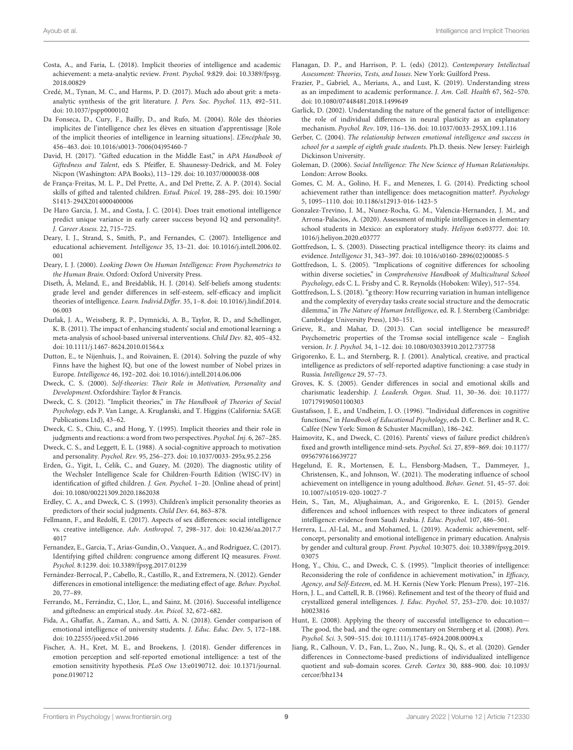Costa, A., and Faria, L. (2018). Implicit theories of intelligence and academic achievement: a meta-analytic review. *Front. Psychol.* 9:829. doi: 10.3389/fpsyg.2018.00829

Credé, M., Tynan, M. C., and Harms, P. D. (2017). Much ado about grit: a meta-analytic synthesis of the grit literature. *J. Pers. Soc. Psychol.* 113, 492–511. doi: 10.1037/pspp0000102

Da Fonseca, D., Cury, F., Bailly, D., and Rufo, M. (2004). Rôle des théories implicites de l'intelligence chez les élèves en situation d'apprentissage [Role of the implicit theories of intelligence in learning situations]. *L'Encéphale* 30, 456–463. doi: 10.1016/s0013-7006(04)95460-7

David, H. (2017). "Gifted education in the Middle East," in *APA Handbook of Giftedness and Talent*, eds S. Pfeiffer, E. Shaunessy-Dedrick, and M. Foley Nicpon (Washington: APA Books), 113–129. doi: 10.1037/0000038-008

de França-Freitas, M. L. P., Del Prette, A., and Del Prette, Z. A. P. (2014). Social skills of gifted and talented children. *Estud. Psicol.* 19, 288–295. doi: 10.1590/S1413-294X2014000400006

De Haro Garcia, J. M., and Costa, J. C. (2014). Does trait emotional intelligence predict unique variance in early career success beyond IQ and personality?. *J. Career Assess.* 22, 715–725.

Deary, I. J., Strand, S., Smith, P., and Fernandes, C. (2007). Intelligence and educational achievement. *Intelligence* 35, 13–21. doi: 10.1016/j.intell.2006.02.001

Deary, I. J. (2000). *Looking Down On Human Intelligence: From Psychometrics to the Human Brain*. Oxford: Oxford University Press.

Diseth, Å, Meland, E., and Breidablik, H. J. (2014). Self-beliefs among students: grade level and gender differences in self-esteem, self-efficacy and implicit theories of intelligence. *Learn. Individ.Differ.* 35, 1–8. doi: 10.1016/j.lindif.2014.06.003

Durlak, J. A., Weissberg, R. P., Dymnicki, A. B., Taylor, R. D., and Schellinger, K. B. (2011). The impact of enhancing students' social and emotional learning: a meta-analysis of school-based universal interventions. *Child Dev.* 82, 405–432. doi: 10.1111/j.1467-8624.2010.01564.x

Dutton, E., te Nijenhuis, J., and Roivainen, E. (2014). Solving the puzzle of why Finns have the highest IQ, but one of the lowest number of Nobel prizes in Europe. *Intelligence* 46, 192–202. doi: 10.1016/j.intell.2014.06.006

Dweck, C. S. (2000). *Self-theories: Their Role in Motivation, Personality and Development*. Oxfordshire: Taylor & Francis.

Dweck, C. S. (2012). "Implicit theories," in *The Handbook of Theories of Social Psychology*, eds P. Van Lange, A. Kruglanski, and T. Higgins (California: SAGE Publications Ltd), 43–62.

Dweck, C. S., Chiu, C., and Hong, Y. (1995). Implicit theories and their role in judgments and reactions: a word from two perspectives. *Psychol. Inq.* 6, 267–285.

Dweck, C. S., and Leggett, E. L. (1988). A social-cognitive approach to motivation and personality. *Psychol. Rev.* 95, 256–273. doi: 10.1037/0033-295x.95.2.256

Erden, G., Yigit, I., Celik, C., and Guzey, M. (2020). The diagnostic utility of the Wechsler Intelligence Scale for Children-Fourth Edition (WISC-IV) in identification of gifted children. *J. Gen. Psychol.* 1–20. [Online ahead of print] doi: 10.1080/00221309.2020.1862038

Erdley, C. A., and Dweck, C. S. (1993). Children's implicit personality theories as predictors of their social judgments. *Child Dev.* 64, 863–878.

Fellmann, F., and Redolfi, E. (2017). Aspects of sex differences: social intelligence vs. creative intelligence. *Adv. Anthropol.* 7, 298–317. doi: 10.4236/aa.2017.74017

Fernandez, E., Garcia, T., Arias-Gundin, O., Vazquez, A., and Rodriguez, C. (2017). Identifying gifted children: congruence among different IQ measures. *Front. Psychol.* 8:1239. doi: 10.3389/fpsyg.2017.01239

Fernández-Berrocal, P., Cabello, R., Castillo, R., and Extremera, N. (2012). Gender differences in emotional intelligence: the mediating effect of age. *Behav. Psychol.* 20, 77–89.

Ferrando, M., Ferrándiz, C., Llor, L., and Sainz, M. (2016). Successful intelligence and giftedness: an empirical study. *An. Psicol.* 32, 672–682.

Fida, A., Ghaffar, A., Zaman, A., and Satti, A. N. (2018). Gender comparison of emotional intelligence of university students. *J. Educ. Educ. Dev.* 5, 172–188. doi: 10.22555/joeed.v5i1.2046

Fischer, A. H., Kret, M. E., and Broekens, J. (2018). Gender differences in emotion perception and self-reported emotional intelligence: a test of the emotion sensitivity hypothesis. *PLoS One* 13:e0190712. doi: 10.1371/journal.pone.0190712

Flanagan, D. P., and Harrison, P. L. (eds) (2012). *Contemporary Intellectual Assessment: Theories, Tests, and Issues*. New York: Guilford Press.

Frazier, P., Gabriel, A., Merians, A., and Lust, K. (2019). Understanding stress as an impediment to academic performance. *J. Am. Coll. Health* 67, 562–570. doi: 10.1080/07448481.2018.1499649

Garlick, D. (2002). Understanding the nature of the general factor of intelligence: the role of individual differences in neural plasticity as an explanatory mechanism. *Psychol. Rev.* 109, 116–136. doi: 10.1037/0033-295X.109.1.116

Gerber, C. (2004). *The relationship between emotional intelligence and success in school for a sample of eighth grade students*. Ph.D. thesis. New Jersey: Fairleigh Dickinson University.

Goleman, D. (2006). *Social Intelligence: The New Science of Human Relationships*. London: Arrow Books.

Gomes, C. M. A., Golino, H. F., and Menezes, I. G. (2014). Predicting school achievement rather than intelligence: does metacognition matter?. *Psychology* 5, 1095–1110. doi: 10.1186/s12913-016-1423-5

Gonzalez-Trevino, I. M., Nunez-Rocha, G. M., Valencia-Hernandez, J. M., and Arrona-Palacios, A. (2020). Assessment of multiple intelligences in elementary school students in Mexico: an exploratory study. *Heliyon* 6:e03777. doi: 10.1016/j.heliyon.2020.e03777

Gottfredson, L. S. (2003). Dissecting practical intelligence theory: its claims and evidence. *Intelligence* 31, 343–397. doi: 10.1016/s0160-2896(02)00085-5

Gottfredson, L. S. (2005). "Implications of cognitive differences for schooling within diverse societies," in *Comprehensive Handbook of Multicultural School Psychology*, eds C. L. Frisby and C. R. Reynolds (Hoboken: Wiley), 517–554.

Gottfredson, L. S. (2018). "g theory: How recurring variation in human intelligence and the complexity of everyday tasks create social structure and the democratic dilemma," in *The Nature of Human Intelligence*, ed. R. J. Sternberg (Cambridge: Cambridge University Press), 130–151.

Grieve, R., and Mahar, D. (2013). Can social intelligence be measured? Psychometric properties of the Tromsø social intelligence scale – English version. *Ir. J. Psychol.* 34, 1–12. doi: 10.1080/03033910.2012.737758

Grigorenko, E. L., and Sternberg, R. J. (2001). Analytical, creative, and practical intelligence as predictors of self-reported adaptive functioning: a case study in Russia. *Intelligence* 29, 57–73.

Groves, K. S. (2005). Gender differences in social and emotional skills and charismatic leadership. *J. Leadersh. Organ. Stud.* 11, 30–36. doi: 10.1177/107179190501100303

Gustafsson, J. E., and Undheim, J. O. (1996). "Individual differences in cognitive functions," in *Handbook of Educational Psychology*, eds D. C. Berliner and R. C. Calfee (New York: Simon & Schuster Macmillan), 186–242.

Haimovitz, K., and Dweck, C. (2016). Parents' views of failure predict children's fixed and growth intelligence mind-sets. *Psychol. Sci.* 27, 859–869. doi: 10.1177/0956797616639727

Hegelund, E. R., Mortensen, E. L., Flensborg-Madsen, T., Dammeyer, J., Christensen, K., and Johnson, W. (2021). The moderating influence of school achievement on intelligence in young adulthood. *Behav. Genet.* 51, 45–57. doi: 10.1007/s10519-020-10027-7

Hein, S., Tan, M., Aljughaiman, A., and Grigorenko, E. L. (2015). Gender differences and school influences with respect to three indicators of general intelligence: evidence from Saudi Arabia. *J. Educ. Psychol.* 107, 486–501.

Herrera, L., Al-Lal, M., and Mohamed, L. (2019). Academic achievement, self-concept, personality and emotional intelligence in primary education. Analysis by gender and cultural group. *Front. Psychol.* 10:3075. doi: 10.3389/fpsyg.2019.03075

Hong, Y., Chiu, C., and Dweck, C. S. (1995). "Implicit theories of intelligence: Reconsidering the role of confidence in achievement motivation," in *Efficacy, Agency, and Self-Esteem*, ed. M. H. Kernis (New York: Plenum Press), 197–216.

Horn, J. L., and Cattell, R. B. (1966). Refinement and test of the theory of fluid and crystallized general intelligences. *J. Educ. Psychol.* 57, 253–270. doi: 10.1037/h0023816

Hunt, E. (2008). Applying the theory of successful intelligence to education—The good, the bad, and the ogre: commentary on Sternberg et al. (2008). *Pers. Psychol. Sci.* 3, 509–515. doi: 10.1111/j.1745-6924.2008.00094.x

Jiang, R., Calhoun, V. D., Fan, L., Zuo, N., Jung, R., Qi, S., et al. (2020). Gender differences in Connectome-based predictions of individualized intelligence quotient and sub-domain scores. *Cereb. Cortex* 30, 888–900. doi: 10.1093/cercor/bhz134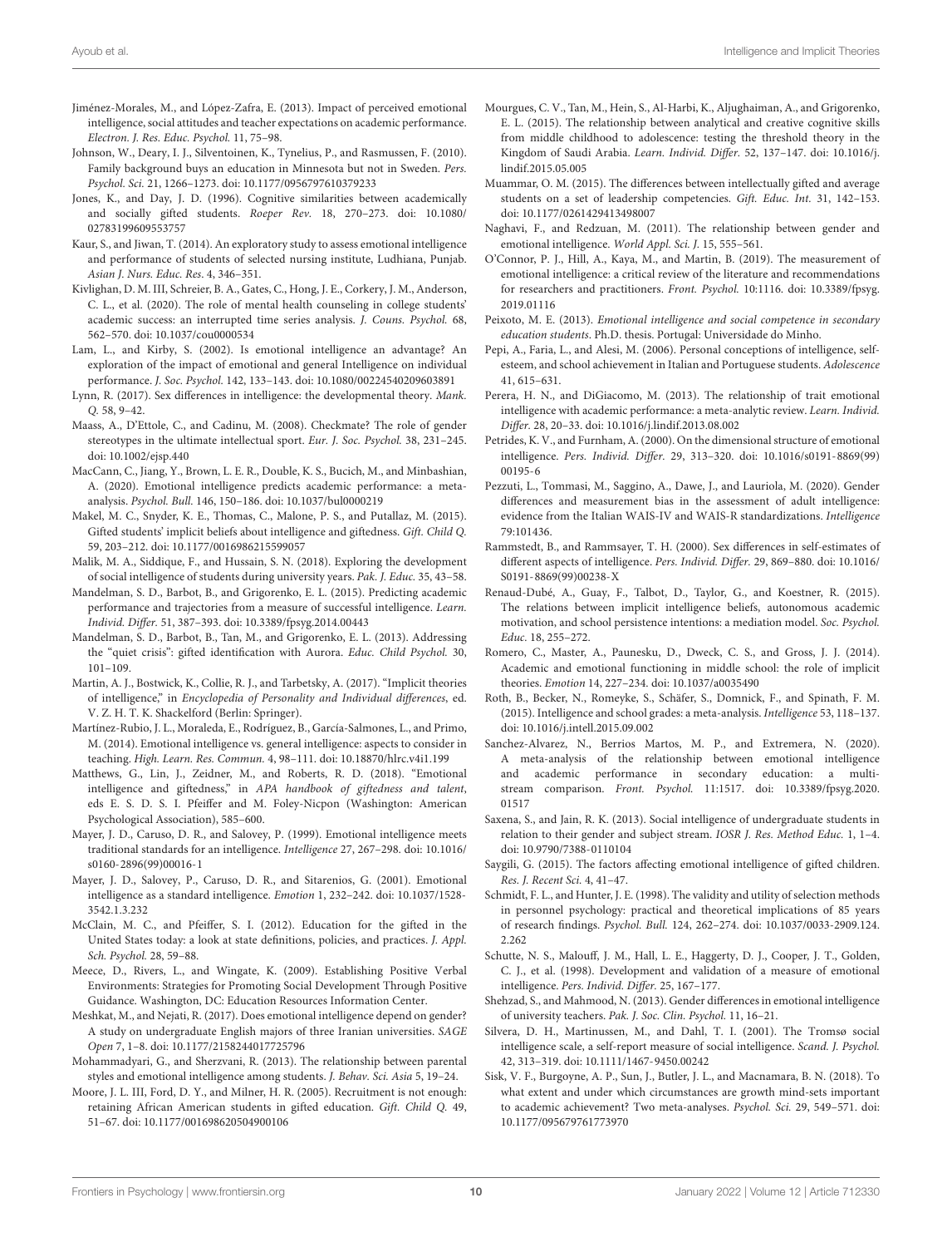Jiménez-Morales, M., and López-Zafra, E. (2013). Impact of perceived emotional intelligence, social attitudes and teacher expectations on academic performance. *Electron. J. Res. Educ. Psychol.* 11, 75–98.

Johnson, W., Deary, I. J., Silventoinen, K., Tynelius, P., and Rasmussen, F. (2010). Family background buys an education in Minnesota but not in Sweden. *Pers. Psychol. Sci.* 21, 1266–1273. doi: 10.1177/0956797610379233

Jones, K., and Day, J. D. (1996). Cognitive similarities between academically and socially gifted students. *Roeper Rev.* 18, 270–273. doi: 10.1080/02783199609553757

Kaur, S., and Jiwan, T. (2014). An exploratory study to assess emotional intelligence and performance of students of selected nursing institute, Ludhiana, Punjab. *Asian J. Nurs. Educ. Res.* 4, 346–351.

Kivlighan, D. M. III, Schreier, B. A., Gates, C., Hong, J. E., Corkery, J. M., Anderson, C. L., et al. (2020). The role of mental health counseling in college students' academic success: an interrupted time series analysis. *J. Couns. Psychol.* 68, 562–570. doi: 10.1037/cou0000534

Lam, L., and Kirby, S. (2002). Is emotional intelligence an advantage? An exploration of the impact of emotional and general Intelligence on individual performance. *J. Soc. Psychol.* 142, 133–143. doi: 10.1080/00224540209603891

Lynn, R. (2017). Sex differences in intelligence: the developmental theory. *Mank. Q.* 58, 9–42.

Maass, A., D'Ettole, C., and Cadinu, M. (2008). Checkmate? The role of gender stereotypes in the ultimate intellectual sport. *Eur. J. Soc. Psychol.* 38, 231–245. doi: 10.1002/ejsp.440

MacCann, C., Jiang, Y., Brown, L. E. R., Double, K. S., Bucich, M., and Minbashian, A. (2020). Emotional intelligence predicts academic performance: a meta-analysis. *Psychol. Bull.* 146, 150–186. doi: 10.1037/bul0000219

Makel, M. C., Snyder, K. E., Thomas, C., Malone, P. S., and Putallaz, M. (2015). Gifted students' implicit beliefs about intelligence and giftedness. *Gift. Child Q.* 59, 203–212. doi: 10.1177/0016986215599057

Malik, M. A., Siddique, F., and Hussain, S. N. (2018). Exploring the development of social intelligence of students during university years. *Pak. J. Educ.* 35, 43–58.

Mandelman, S. D., Barbot, B., and Grigorenko, E. L. (2015). Predicting academic performance and trajectories from a measure of successful intelligence. *Learn. Individ. Differ.* 51, 387–393. doi: 10.3389/fpsyg.2014.00443

Mandelman, S. D., Barbot, B., Tan, M., and Grigorenko, E. L. (2013). Addressing the "quiet crisis": gifted identification with Aurora. *Educ. Child Psychol.* 30, 101–109.

Martin, A. J., Bostwick, K., Collie, R. J., and Tarbetsky, A. (2017). "Implicit theories of intelligence," in *Encyclopedia of Personality and Individual differences*, ed. V. Z. H. T. K. Shackelford (Berlin: Springer).

Martínez-Rubio, J. L., Moraleda, E., Rodríguez, B., García-Salmones, L., and Primo, M. (2014). Emotional intelligence vs. general intelligence: aspects to consider in teaching. *High. Learn. Res. Commun.* 4, 98–111. doi: 10.18870/hlrc.v4i1.199

Matthews, G., Lin, J., Zeidner, M., and Roberts, R. D. (2018). "Emotional intelligence and giftedness," in *APA handbook of giftedness and talent*, eds E. S. D. S. I. Pfeiffer and M. Foley-Nicpon (Washington: American Psychological Association), 585–600.

Mayer, J. D., Caruso, D. R., and Salovey, P. (1999). Emotional intelligence meets traditional standards for an intelligence. *Intelligence* 27, 267–298. doi: 10.1016/s0160-2896(99)00016-1

Mayer, J. D., Salovey, P., Caruso, D. R., and Sitarenios, G. (2001). Emotional intelligence as a standard intelligence. *Emotion* 1, 232–242. doi: 10.1037/1528-3542.1.3.232

McClain, M. C., and Pfeiffer, S. I. (2012). Education for the gifted in the United States today: a look at state definitions, policies, and practices. *J. Appl. Sch. Psychol.* 28, 59–88.

Meece, D., Rivers, L., and Wingate, K. (2009). Establishing Positive Verbal Environments: Strategies for Promoting Social Development Through Positive Guidance. Washington, DC: Education Resources Information Center.

Meshkat, M., and Nejati, R. (2017). Does emotional intelligence depend on gender? A study on undergraduate English majors of three Iranian universities. *SAGE Open* 7, 1–8. doi: 10.1177/2158244017725796

Mohammadyari, G., and Sherzvani, R. (2013). The relationship between parental styles and emotional intelligence among students. *J. Behav. Sci. Asia* 5, 19–24.

Moore, J. L. III, Ford, D. Y., and Milner, H. R. (2005). Recruitment is not enough: retaining African American students in gifted education. *Gift. Child Q.* 49, 51–67. doi: 10.1177/001698620504900106

Mourgues, C. V., Tan, M., Hein, S., Al-Harbi, K., Aljughaiman, A., and Grigorenko, E. L. (2015). The relationship between analytical and creative cognitive skills from middle childhood to adolescence: testing the threshold theory in the Kingdom of Saudi Arabia. *Learn. Individ. Differ.* 52, 137–147. doi: 10.1016/j.lindif.2015.05.005

Muammar, O. M. (2015). The differences between intellectually gifted and average students on a set of leadership competencies. *Gift. Educ. Int.* 31, 142–153. doi: 10.1177/0261429413498007

Naghavi, F., and Redzuan, M. (2011). The relationship between gender and emotional intelligence. *World Appl. Sci. J.* 15, 555–561.

O'Connor, P. J., Hill, A., Kaya, M., and Martin, B. (2019). The measurement of emotional intelligence: a critical review of the literature and recommendations for researchers and practitioners. *Front. Psychol.* 10:1116. doi: 10.3389/fpsyg.2019.01116

Peixoto, M. E. (2013). *Emotional intelligence and social competence in secondary education students*. Ph.D. thesis. Portugal: Universidade do Minho.

Pepi, A., Faria, L., and Alesi, M. (2006). Personal conceptions of intelligence, self-esteem, and school achievement in Italian and Portuguese students. *Adolescence* 41, 615–631.

Perera, H. N., and DiGiacomo, M. (2013). The relationship of trait emotional intelligence with academic performance: a meta-analytic review. *Learn. Individ. Differ.* 28, 20–33. doi: 10.1016/j.lindif.2013.08.002

Petrides, K. V., and Furnham, A. (2000). On the dimensional structure of emotional intelligence. *Pers. Individ. Differ.* 29, 313–320. doi: 10.1016/s0191-8869(99)00195-6

Pezzuti, L., Tommasi, M., Saggino, A., Dawe, J., and Lauriola, M. (2020). Gender differences and measurement bias in the assessment of adult intelligence: evidence from the Italian WAIS-IV and WAIS-R standardizations. *Intelligence* 79:101436.

Rammstedt, B., and Rammsayer, T. H. (2000). Sex differences in self-estimates of different aspects of intelligence. *Pers. Individ. Differ.* 29, 869–880. doi: 10.1016/S0191-8869(99)00238-X

Renaud-Dubé, A., Guay, F., Talbot, D., Taylor, G., and Koestner, R. (2015). The relations between implicit intelligence beliefs, autonomous academic motivation, and school persistence intentions: a mediation model. *Soc. Psychol. Educ.* 18, 255–272.

Romero, C., Master, A., Paunesku, D., Dweck, C. S., and Gross, J. J. (2014). Academic and emotional functioning in middle school: the role of implicit theories. *Emotion* 14, 227–234. doi: 10.1037/a0035490

Roth, B., Becker, N., Romeyke, S., Schäfer, S., Domnick, F., and Spinath, F. M. (2015). Intelligence and school grades: a meta-analysis. *Intelligence* 53, 118–137. doi: 10.1016/j.intell.2015.09.002

Sanchez-Alvarez, N., Berrios Martos, M. P., and Extremera, N. (2020). A meta-analysis of the relationship between emotional intelligence and academic performance in secondary education: a multi-stream comparison. *Front. Psychol.* 11:1517. doi: 10.3389/fpsyg.2020.01517

Saxena, S., and Jain, R. K. (2013). Social intelligence of undergraduate students in relation to their gender and subject stream. *IOSR J. Res. Method Educ.* 1, 1–4. doi: 10.9790/7388-0110104

Saygili, G. (2015). The factors affecting emotional intelligence of gifted children. *Res. J. Recent Sci.* 4, 41–47.

Schmidt, F. L., and Hunter, J. E. (1998). The validity and utility of selection methods in personnel psychology: practical and theoretical implications of 85 years of research findings. *Psychol. Bull.* 124, 262–274. doi: 10.1037/0033-2909.124.2.262

Schutte, N. S., Malouff, J. M., Hall, L. E., Haggerty, D. J., Cooper, J. T., Golden, C. J., et al. (1998). Development and validation of a measure of emotional intelligence. *Pers. Individ. Differ.* 25, 167–177.

Shehzad, S., and Mahmood, N. (2013). Gender differences in emotional intelligence of university teachers. *Pak. J. Soc. Clin. Psychol.* 11, 16–21.

Silvera, D. H., Martinussen, M., and Dahl, T. I. (2001). The Tromsø social intelligence scale, a self-report measure of social intelligence. *Scand. J. Psychol.* 42, 313–319. doi: 10.1111/1467-9450.00242

Sisk, V. F., Burgoyne, A. P., Sun, J., Butler, J. L., and Macnamara, B. N. (2018). To what extent and under which circumstances are growth mind-sets important to academic achievement? Two meta-analyses. *Psychol. Sci.* 29, 549–571. doi: 10.1177/095679761773970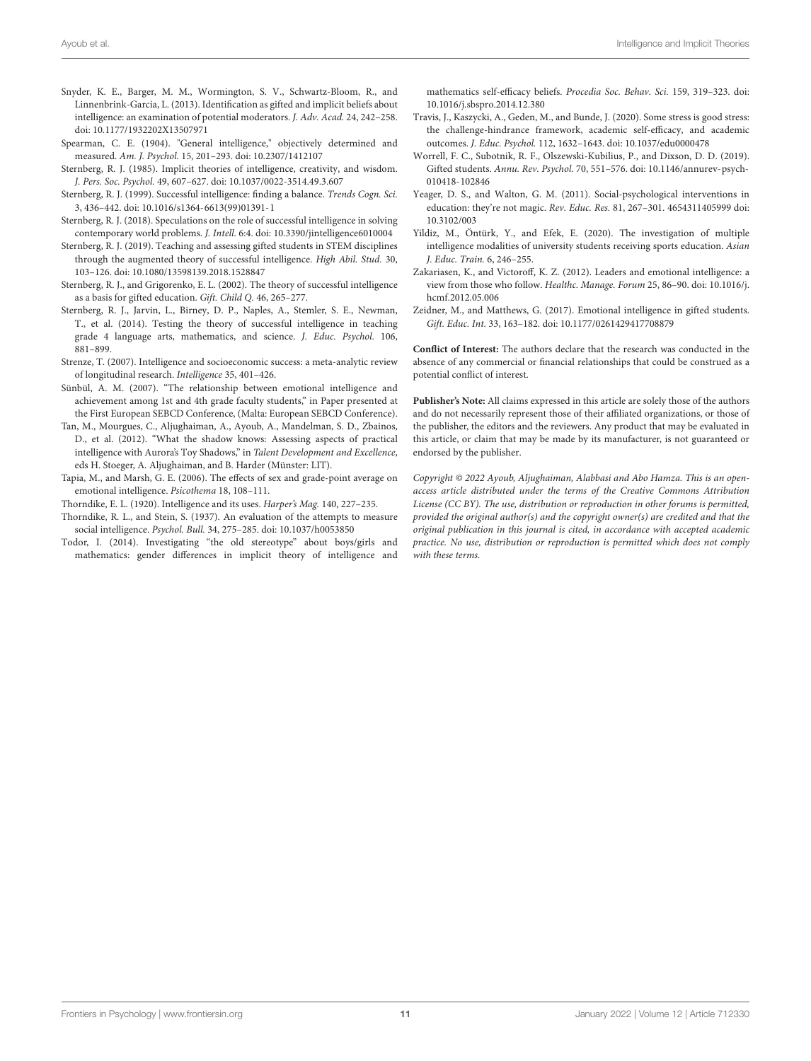Snyder, K. E., Barger, M. M., Wormington, S. V., Schwartz-Bloom, R., and Linnenbrink-Garcia, L. (2013). Identification as gifted and implicit beliefs about intelligence: an examination of potential moderators. *J. Adv. Acad.* 24, 242–258. doi: 10.1177/1932202X13507971

Spearman, C. E. (1904). "General intelligence," objectively determined and measured. *Am. J. Psychol.* 15, 201–293. doi: 10.2307/1412107

Sternberg, R. J. (1985). Implicit theories of intelligence, creativity, and wisdom. *J. Pers. Soc. Psychol.* 49, 607–627. doi: 10.1037/0022-3514.49.3.607

Sternberg, R. J. (1999). Successful intelligence: finding a balance. *Trends Cogn. Sci.* 3, 436–442. doi: 10.1016/s1364-6613(99)01391-1

Sternberg, R. J. (2018). Speculations on the role of successful intelligence in solving contemporary world problems. *J. Intell.* 6:4. doi: 10.3390/jintelligence6010004

Sternberg, R. J. (2019). Teaching and assessing gifted students in STEM disciplines through the augmented theory of successful intelligence. *High Abil. Stud.* 30, 103–126. doi: 10.1080/13598139.2018.1528847

Sternberg, R. J., and Grigorenko, E. L. (2002). The theory of successful intelligence as a basis for gifted education. *Gift. Child Q.* 46, 265–277.

Sternberg, R. J., Jarvin, L., Birney, D. P., Naples, A., Stemler, S. E., Newman, T., et al. (2014). Testing the theory of successful intelligence in teaching grade 4 language arts, mathematics, and science. *J. Educ. Psychol.* 106, 881–899.

Strenze, T. (2007). Intelligence and socioeconomic success: a meta-analytic review of longitudinal research. *Intelligence* 35, 401–426.

Sünbül, A. M. (2007). "The relationship between emotional intelligence and achievement among 1st and 4th grade faculty students," in Paper presented at the First European SEBCD Conference, (Malta: European SEBCD Conference).

Tan, M., Mourgues, C., Aljughaiman, A., Ayoub, A., Mandelman, S. D., Zbainos, D., et al. (2012). "What the shadow knows: Assessing aspects of practical intelligence with Aurora's Toy Shadows," in *Talent Development and Excellence*, eds H. Stoeger, A. Aljughaiman, and B. Harder (Münster: LIT).

Tapia, M., and Marsh, G. E. (2006). The effects of sex and grade-point average on emotional intelligence. *Psicothema* 18, 108–111.

Thorndike, E. L. (1920). Intelligence and its uses. *Harper's Mag.* 140, 227–235.

Thorndike, R. L., and Stein, S. (1937). An evaluation of the attempts to measure social intelligence. *Psychol. Bull.* 34, 275–285. doi: 10.1037/h0053850

Todor, I. (2014). Investigating "the old stereotype" about boys/girls and mathematics: gender differences in implicit theory of intelligence and mathematics self-efficacy beliefs. *Procedia Soc. Behav. Sci.* 159, 319–323. doi: 10.1016/j.sbspro.2014.12.380

Travis, J., Kaszycki, A., Geden, M., and Bunde, J. (2020). Some stress is good stress: the challenge-hindrance framework, academic self-efficacy, and academic outcomes. *J. Educ. Psychol.* 112, 1632–1643. doi: 10.1037/edu0000478

Worrell, F. C., Subotnik, R. F., Olszewski-Kubilius, P., and Dixson, D. D. (2019). Gifted students. *Annu. Rev. Psychol.* 70, 551–576. doi: 10.1146/annurev-psych-010418-102846

Yeager, D. S., and Walton, G. M. (2011). Social-psychological interventions in education: they're not magic. *Rev. Educ. Res.* 81, 267–301. 4654311405999 doi: 10.3102/003

Yildiz, M., Öntürk, Y., and Efek, E. (2020). The investigation of multiple intelligence modalities of university students receiving sports education. *Asian J. Educ. Train.* 6, 246–255.

Zakariasen, K., and Victoroff, K. Z. (2012). Leaders and emotional intelligence: a view from those who follow. *Healthc. Manage. Forum* 25, 86–90. doi: 10.1016/j.hcmf.2012.05.006

Zeidner, M., and Matthews, G. (2017). Emotional intelligence in gifted students. *Gift. Educ. Int.* 33, 163–182. doi: 10.1177/0261429417708879

**Conflict of Interest:** The authors declare that the research was conducted in the absence of any commercial or financial relationships that could be construed as a potential conflict of interest.

**Publisher's Note:** All claims expressed in this article are solely those of the authors and do not necessarily represent those of their affiliated organizations, or those of the publisher, the editors and the reviewers. Any product that may be evaluated in this article, or claim that may be made by its manufacturer, is not guaranteed or endorsed by the publisher.

*Copyright © 2022 Ayoub, Aljughaiman, Alabbasi and Abo Hamza. This is an open-access article distributed under the terms of the Creative Commons Attribution License (CC BY). The use, distribution or reproduction in other forums is permitted, provided the original author(s) and the copyright owner(s) are credited and that the original publication in this journal is cited, in accordance with accepted academic practice. No use, distribution or reproduction is permitted which does not comply with these terms.*